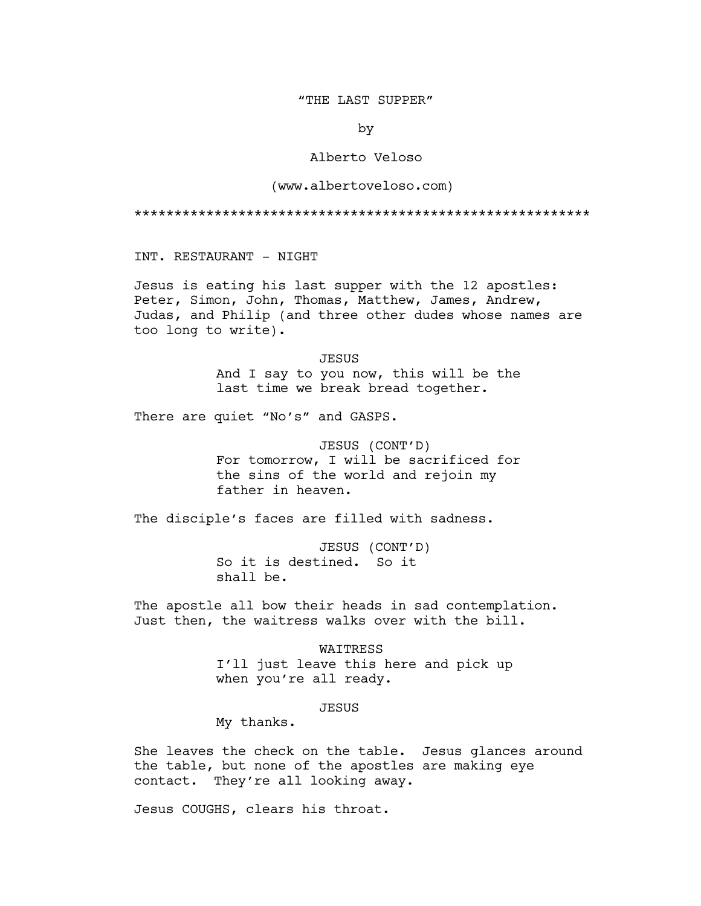"THE LAST SUPPER"

by

Alberto Veloso

(www.albertoveloso.com)

*********************************************************

INT. RESTAURANT - NIGHT

Jesus is eating his last supper with the 12 apostles: Peter, Simon, John, Thomas, Matthew, James, Andrew, Judas, and Philip (and three other dudes whose names are too long to write).

JESUS
And I say to you now, this will be the last time we break bread together.

There are quiet "No's" and GASPS.

JESUS (CONT'D)
For tomorrow, I will be sacrificed for the sins of the world and rejoin my father in heaven.

The disciple's faces are filled with sadness.

JESUS (CONT'D)
So it is destined. So it shall be.

The apostle all bow their heads in sad contemplation. Just then, the waitress walks over with the bill.

WAITRESS
I'll just leave this here and pick up when you're all ready.

JESUS
My thanks.

She leaves the check on the table. Jesus glances around the table, but none of the apostles are making eye contact. They're all looking away.

Jesus COUGHS, clears his throat.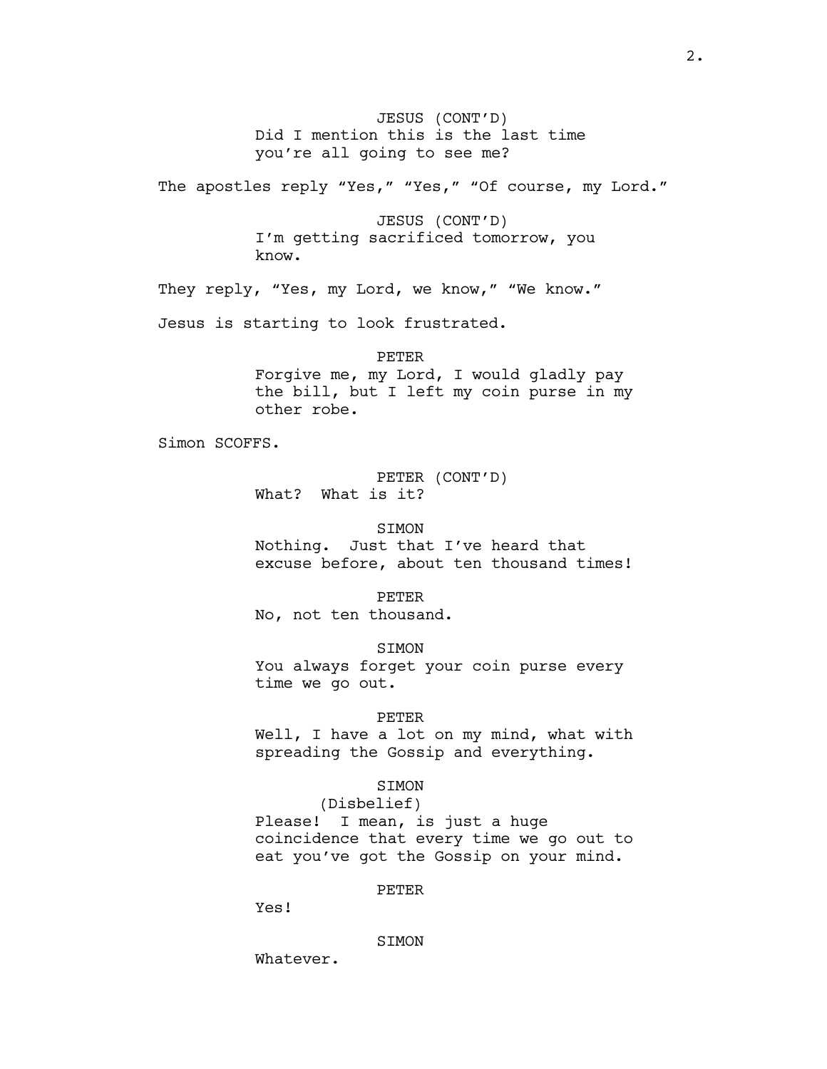JESUS (CONT'D)
Did I mention this is the last time you're all going to see me?

The apostles reply "Yes," "Yes," "Of course, my Lord."

JESUS (CONT'D)
I'm getting sacrificed tomorrow, you know.

They reply, "Yes, my Lord, we know," "We know."

Jesus is starting to look frustrated.

PETER
Forgive me, my Lord, I would gladly pay the bill, but I left my coin purse in my other robe.

Simon SCOFFS.

PETER (CONT'D)
What? What is it?

SIMON
Nothing. Just that I've heard that excuse before, about ten thousand times!

PETER
No, not ten thousand.

SIMON
You always forget your coin purse every time we go out.

PETER
Well, I have a lot on my mind, what with spreading the Gossip and everything.

SIMON
(Disbelief)
Please! I mean, is just a huge coincidence that every time we go out to eat you've got the Gossip on your mind.

PETER
Yes!

SIMON
Whatever.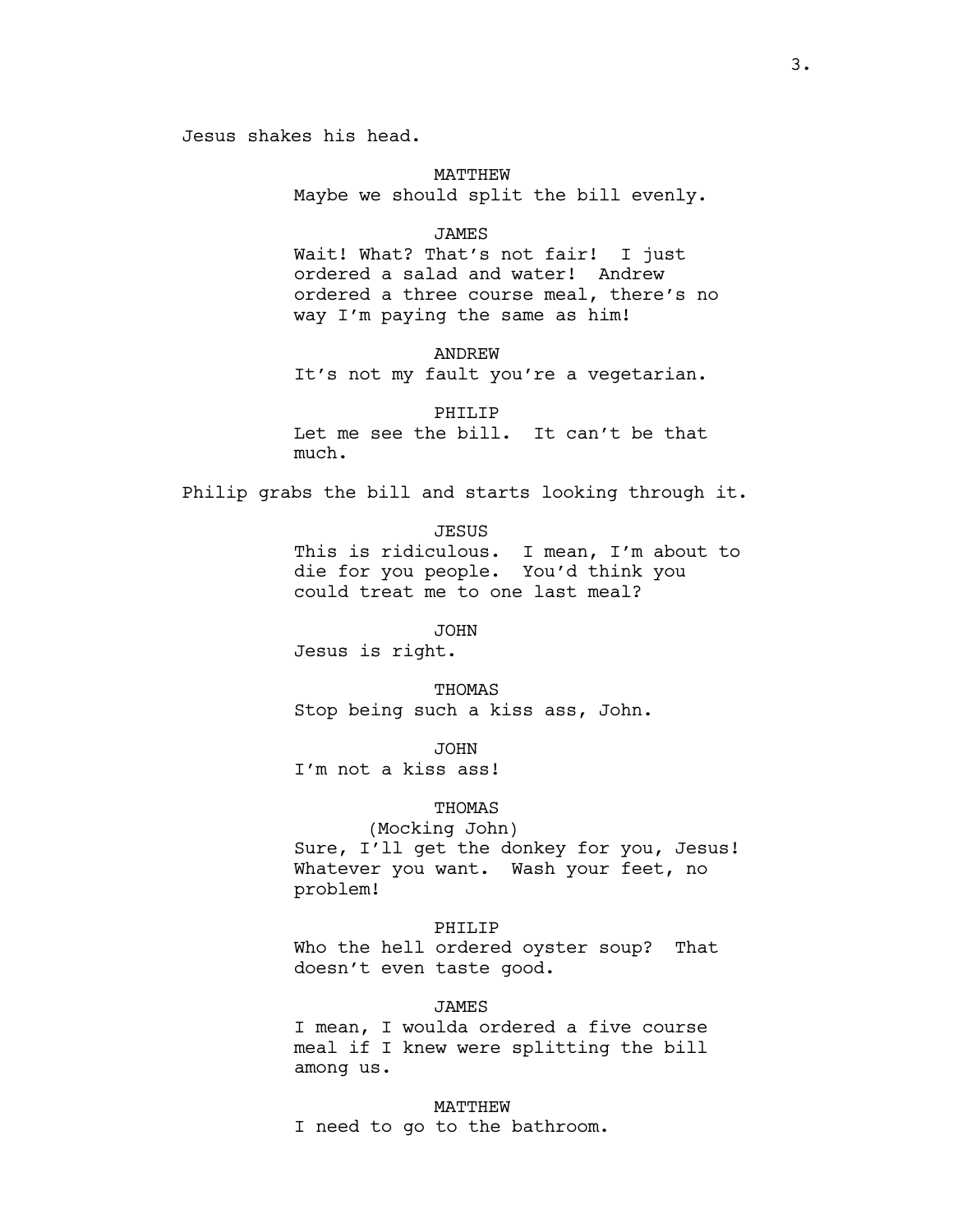Jesus shakes his head.

MATTHEW
Maybe we should split the bill evenly.

JAMES
Wait! What? That's not fair! I just ordered a salad and water! Andrew ordered a three course meal, there's no way I'm paying the same as him!

ANDREW
It's not my fault you're a vegetarian.

PHILIP
Let me see the bill. It can't be that much.

Philip grabs the bill and starts looking through it.

JESUS
This is ridiculous. I mean, I'm about to die for you people. You'd think you could treat me to one last meal?

JOHN
Jesus is right.

THOMAS
Stop being such a kiss ass, John.

JOHN
I'm not a kiss ass!

THOMAS
(Mocking John)
Sure, I'll get the donkey for you, Jesus! Whatever you want. Wash your feet, no problem!

PHILIP
Who the hell ordered oyster soup? That doesn't even taste good.

JAMES
I mean, I woulda ordered a five course meal if I knew were splitting the bill among us.

MATTHEW
I need to go to the bathroom.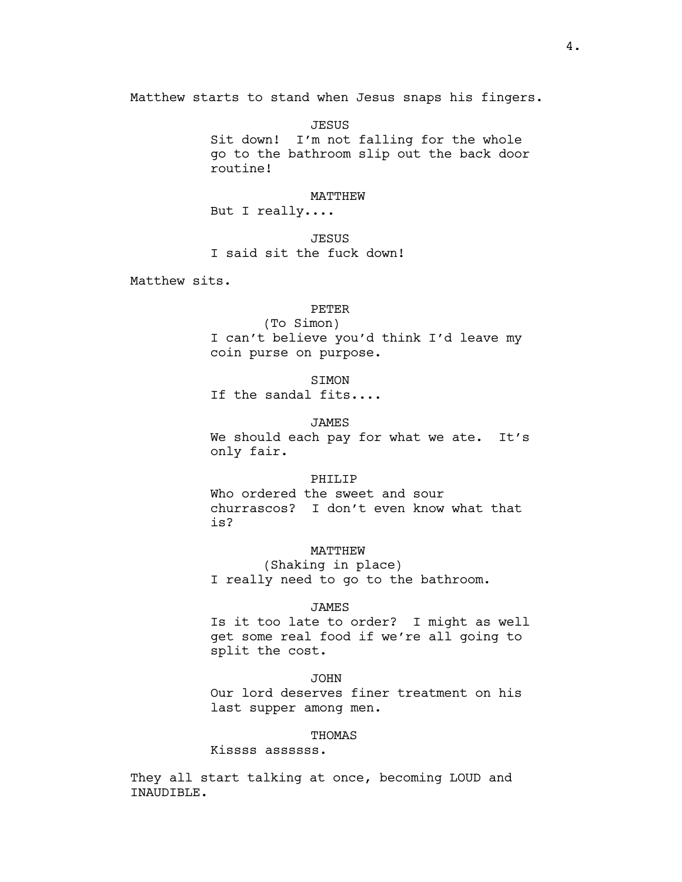Matthew starts to stand when Jesus snaps his fingers.

JESUS
Sit down! I'm not falling for the whole go to the bathroom slip out the back door routine!

MATTHEW
But I really....

JESUS
I said sit the fuck down!

Matthew sits.

PETER
(To Simon)
I can't believe you'd think I'd leave my coin purse on purpose.

SIMON
If the sandal fits....

JAMES
We should each pay for what we ate. It's only fair.

PHILIP
Who ordered the sweet and sour churrascos? I don't even know what that is?

MATTHEW
(Shaking in place)
I really need to go to the bathroom.

JAMES
Is it too late to order? I might as well get some real food if we're all going to split the cost.

JOHN
Our lord deserves finer treatment on his last supper among men.

THOMAS
Kissss assssss.

They all start talking at once, becoming LOUD and INAUDIBLE.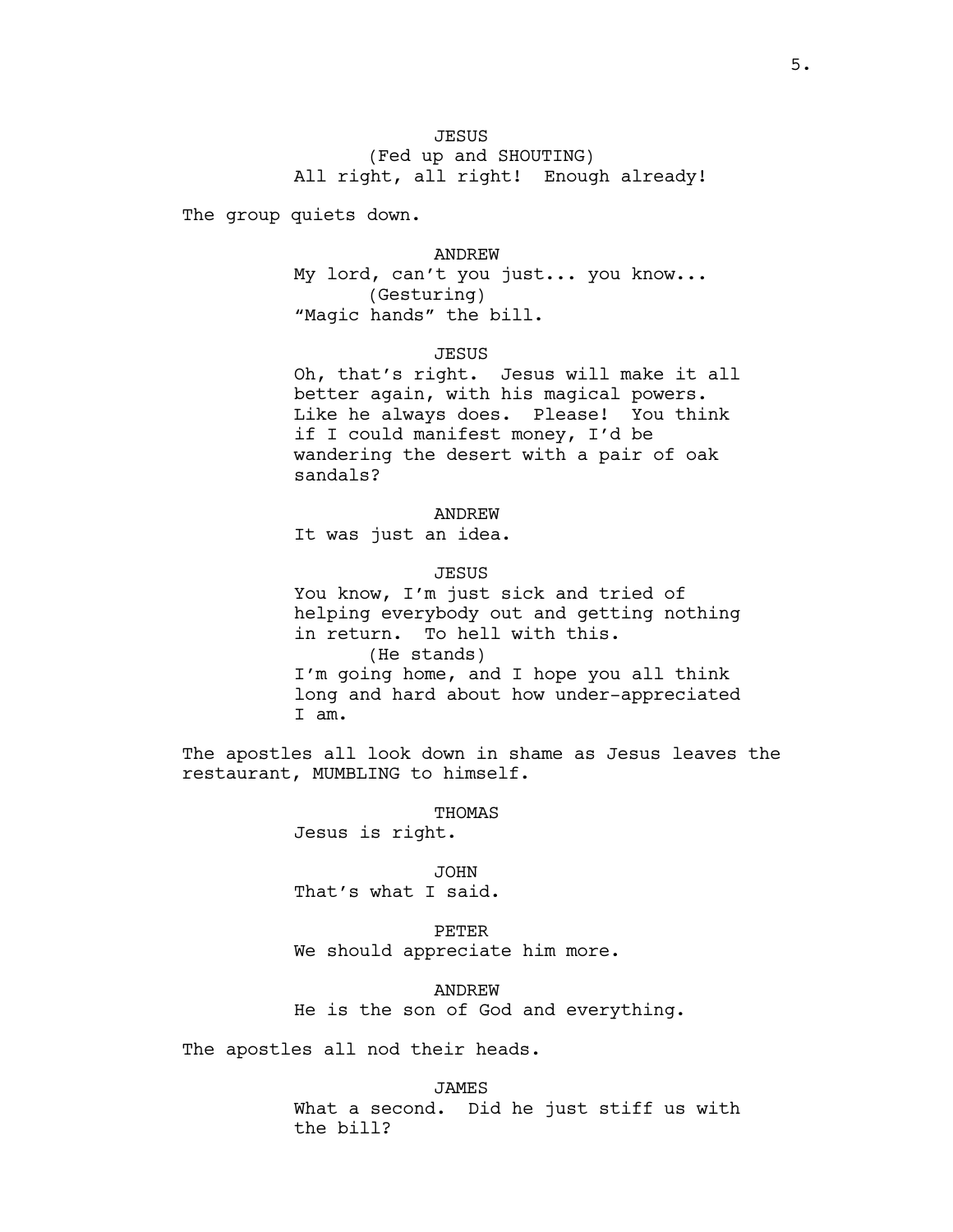JESUS
(Fed up and SHOUTING)
All right, all right!  Enough already!

The group quiets down.

ANDREW
My lord, can't you just... you know...
(Gesturing)
"Magic hands" the bill.

JESUS
Oh, that's right.  Jesus will make it all better again, with his magical powers. Like he always does.  Please!  You think if I could manifest money, I'd be wandering the desert with a pair of oak sandals?

ANDREW
It was just an idea.

JESUS
You know, I'm just sick and tried of helping everybody out and getting nothing in return.  To hell with this.
(He stands)
I'm going home, and I hope you all think long and hard about how under-appreciated I am.

The apostles all look down in shame as Jesus leaves the restaurant, MUMBLING to himself.

THOMAS
Jesus is right.

JOHN
That's what I said.

PETER
We should appreciate him more.

ANDREW
He is the son of God and everything.

The apostles all nod their heads.

JAMES
What a second.  Did he just stiff us with the bill?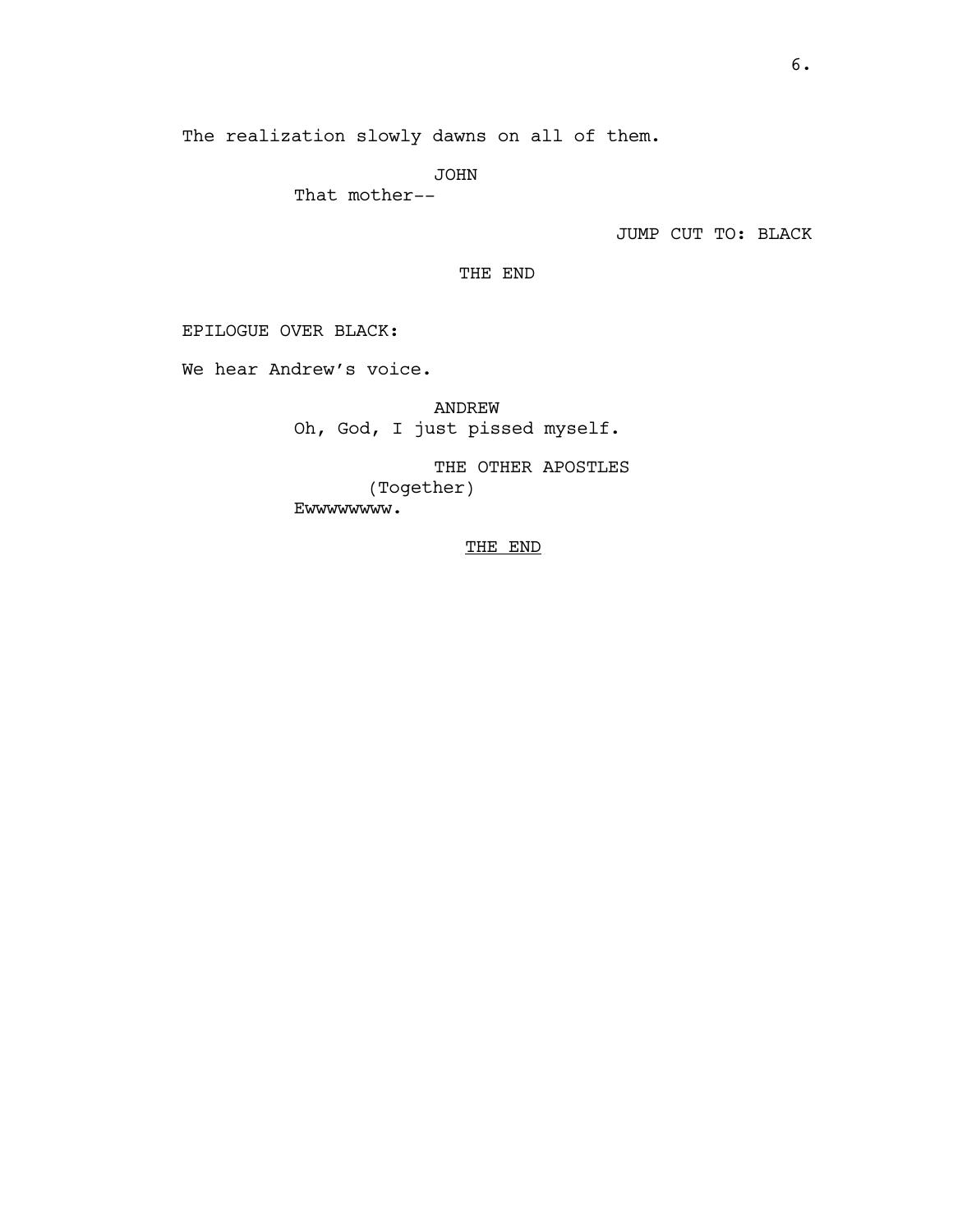The realization slowly dawns on all of them.

JOHN

That mother--

JUMP CUT TO: BLACK

THE END

EPILOGUE OVER BLACK:

We hear Andrew's voice.

ANDREW

Oh, God, I just pissed myself.

THE OTHER APOSTLES

(Together)

Ewwwwwwww.

<u>THE END</u>